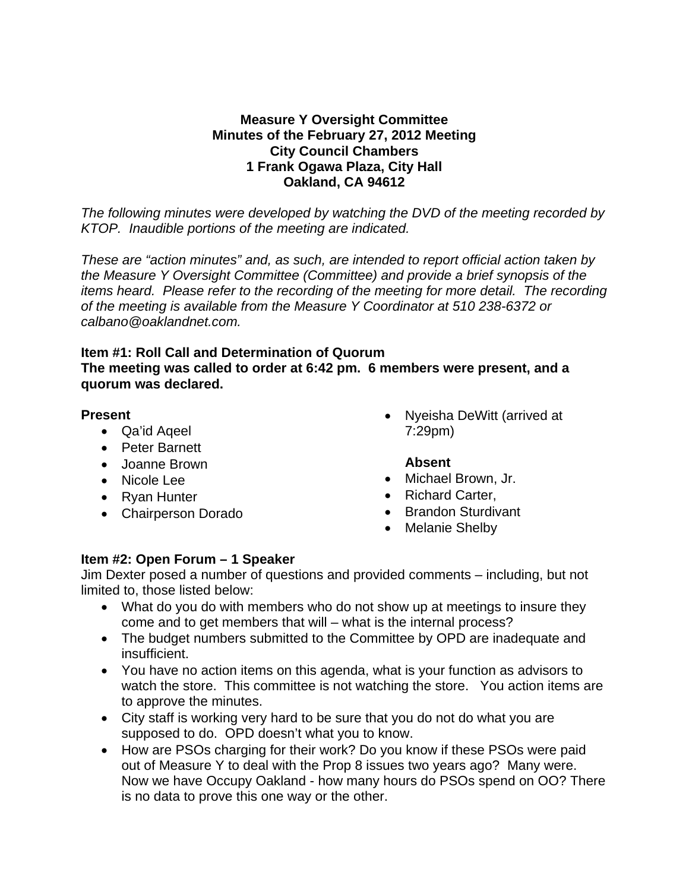**Measure Y Oversight Committee**
**Minutes of the February 27, 2012 Meeting**
**City Council Chambers**
**1 Frank Ogawa Plaza, City Hall**
**Oakland, CA 94612**

*The following minutes were developed by watching the DVD of the meeting recorded by KTOP. Inaudible portions of the meeting are indicated.*

*These are "action minutes" and, as such, are intended to report official action taken by the Measure Y Oversight Committee (Committee) and provide a brief synopsis of the items heard. Please refer to the recording of the meeting for more detail. The recording of the meeting is available from the Measure Y Coordinator at 510 238-6372 or calbano@oaklandnet.com.*

**Item #1: Roll Call and Determination of Quorum**
**The meeting was called to order at 6:42 pm. 6 members were present, and a quorum was declared.**

**Present**

- Qa'id Aqeel
- Peter Barnett
- Joanne Brown
- Nicole Lee
- Ryan Hunter
- Chairperson Dorado
- Nyeisha DeWitt (arrived at 7:29pm)

**Absent**

- Michael Brown, Jr.
- Richard Carter,
- Brandon Sturdivant
- Melanie Shelby

**Item #2: Open Forum – 1 Speaker**
Jim Dexter posed a number of questions and provided comments – including, but not limited to, those listed below:

- What do you do with members who do not show up at meetings to insure they come and to get members that will – what is the internal process?
- The budget numbers submitted to the Committee by OPD are inadequate and insufficient.
- You have no action items on this agenda, what is your function as advisors to watch the store. This committee is not watching the store. You action items are to approve the minutes.
- City staff is working very hard to be sure that you do not do what you are supposed to do. OPD doesn't what you to know.
- How are PSOs charging for their work? Do you know if these PSOs were paid out of Measure Y to deal with the Prop 8 issues two years ago? Many were. Now we have Occupy Oakland - how many hours do PSOs spend on OO? There is no data to prove this one way or the other.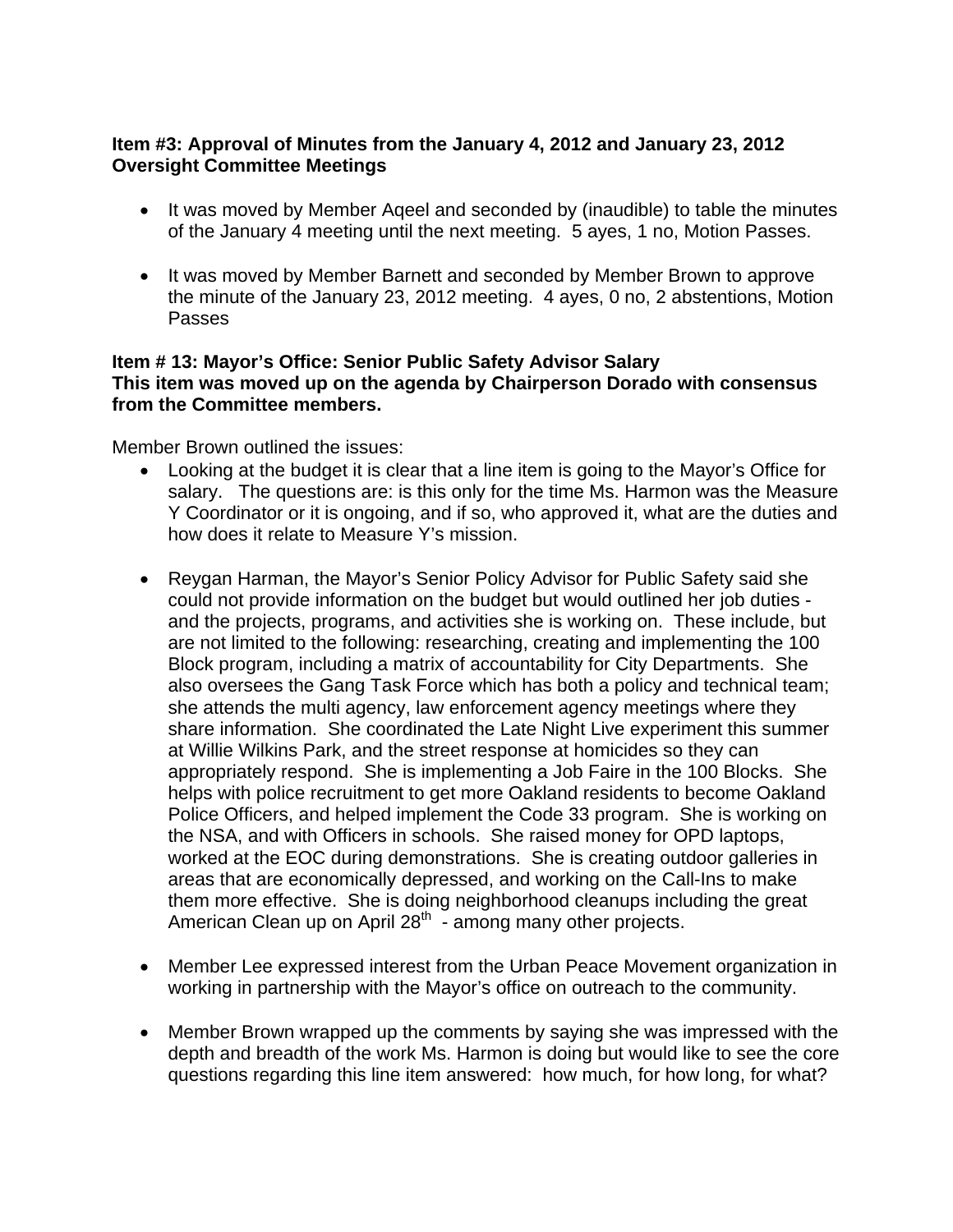**Item #3: Approval of Minutes from the January 4, 2012 and January 23, 2012 Oversight Committee Meetings**

- It was moved by Member Aqeel and seconded by (inaudible) to table the minutes of the January 4 meeting until the next meeting. 5 ayes, 1 no, Motion Passes.
- It was moved by Member Barnett and seconded by Member Brown to approve the minute of the January 23, 2012 meeting. 4 ayes, 0 no, 2 abstentions, Motion Passes

**Item # 13: Mayor's Office: Senior Public Safety Advisor Salary**
**This item was moved up on the agenda by Chairperson Dorado with consensus from the Committee members.**

Member Brown outlined the issues:

- Looking at the budget it is clear that a line item is going to the Mayor's Office for salary. The questions are: is this only for the time Ms. Harmon was the Measure Y Coordinator or it is ongoing, and if so, who approved it, what are the duties and how does it relate to Measure Y's mission.
- Reygan Harman, the Mayor's Senior Policy Advisor for Public Safety said she could not provide information on the budget but would outlined her job duties - and the projects, programs, and activities she is working on. These include, but are not limited to the following: researching, creating and implementing the 100 Block program, including a matrix of accountability for City Departments. She also oversees the Gang Task Force which has both a policy and technical team; she attends the multi agency, law enforcement agency meetings where they share information. She coordinated the Late Night Live experiment this summer at Willie Wilkins Park, and the street response at homicides so they can appropriately respond. She is implementing a Job Faire in the 100 Blocks. She helps with police recruitment to get more Oakland residents to become Oakland Police Officers, and helped implement the Code 33 program. She is working on the NSA, and with Officers in schools. She raised money for OPD laptops, worked at the EOC during demonstrations. She is creating outdoor galleries in areas that are economically depressed, and working on the Call-Ins to make them more effective. She is doing neighborhood cleanups including the great American Clean up on April 28th - among many other projects.
- Member Lee expressed interest from the Urban Peace Movement organization in working in partnership with the Mayor's office on outreach to the community.
- Member Brown wrapped up the comments by saying she was impressed with the depth and breadth of the work Ms. Harmon is doing but would like to see the core questions regarding this line item answered: how much, for how long, for what?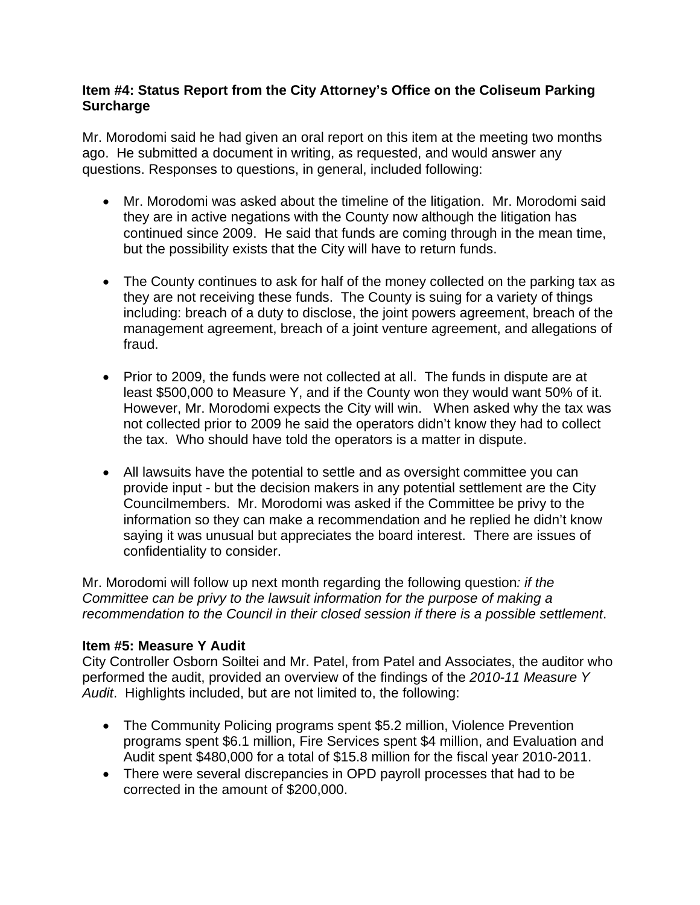**Item #4: Status Report from the City Attorney's Office on the Coliseum Parking Surcharge**

Mr. Morodomi said he had given an oral report on this item at the meeting two months ago. He submitted a document in writing, as requested, and would answer any questions. Responses to questions, in general, included following:

- Mr. Morodomi was asked about the timeline of the litigation. Mr. Morodomi said they are in active negations with the County now although the litigation has continued since 2009. He said that funds are coming through in the mean time, but the possibility exists that the City will have to return funds.

- The County continues to ask for half of the money collected on the parking tax as they are not receiving these funds. The County is suing for a variety of things including: breach of a duty to disclose, the joint powers agreement, breach of the management agreement, breach of a joint venture agreement, and allegations of fraud.

- Prior to 2009, the funds were not collected at all. The funds in dispute are at least $500,000 to Measure Y, and if the County won they would want 50% of it. However, Mr. Morodomi expects the City will win. When asked why the tax was not collected prior to 2009 he said the operators didn't know they had to collect the tax. Who should have told the operators is a matter in dispute.

- All lawsuits have the potential to settle and as oversight committee you can provide input - but the decision makers in any potential settlement are the City Councilmembers. Mr. Morodomi was asked if the Committee be privy to the information so they can make a recommendation and he replied he didn't know saying it was unusual but appreciates the board interest. There are issues of confidentiality to consider.

Mr. Morodomi will follow up next month regarding the following question*: if the Committee can be privy to the lawsuit information for the purpose of making a recommendation to the Council in their closed session if there is a possible settlement*.

**Item #5: Measure Y Audit**

City Controller Osborn Soiltei and Mr. Patel, from Patel and Associates, the auditor who performed the audit, provided an overview of the findings of the *2010-11 Measure Y Audit*. Highlights included, but are not limited to, the following:

- The Community Policing programs spent $5.2 million, Violence Prevention programs spent $6.1 million, Fire Services spent $4 million, and Evaluation and Audit spent $480,000 for a total of $15.8 million for the fiscal year 2010-2011.
- There were several discrepancies in OPD payroll processes that had to be corrected in the amount of $200,000.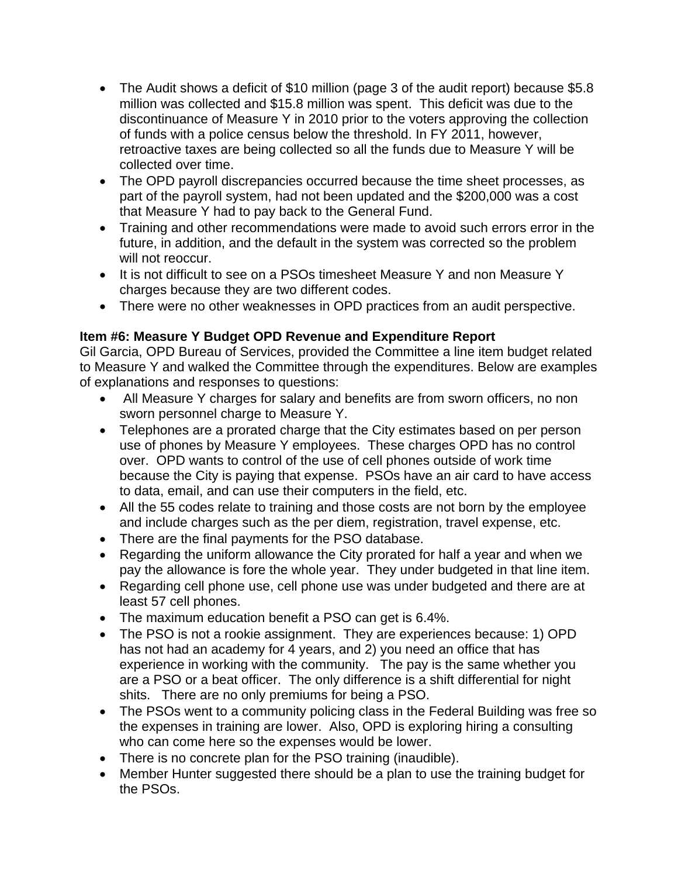- The Audit shows a deficit of $10 million (page 3 of the audit report) because $5.8 million was collected and $15.8 million was spent. This deficit was due to the discontinuance of Measure Y in 2010 prior to the voters approving the collection of funds with a police census below the threshold. In FY 2011, however, retroactive taxes are being collected so all the funds due to Measure Y will be collected over time.
- The OPD payroll discrepancies occurred because the time sheet processes, as part of the payroll system, had not been updated and the $200,000 was a cost that Measure Y had to pay back to the General Fund.
- Training and other recommendations were made to avoid such errors error in the future, in addition, and the default in the system was corrected so the problem will not reoccur.
- It is not difficult to see on a PSOs timesheet Measure Y and non Measure Y charges because they are two different codes.
- There were no other weaknesses in OPD practices from an audit perspective.

**Item #6: Measure Y Budget OPD Revenue and Expenditure Report**

Gil Garcia, OPD Bureau of Services, provided the Committee a line item budget related to Measure Y and walked the Committee through the expenditures. Below are examples of explanations and responses to questions:

- All Measure Y charges for salary and benefits are from sworn officers, no non sworn personnel charge to Measure Y.
- Telephones are a prorated charge that the City estimates based on per person use of phones by Measure Y employees. These charges OPD has no control over. OPD wants to control of the use of cell phones outside of work time because the City is paying that expense. PSOs have an air card to have access to data, email, and can use their computers in the field, etc.
- All the 55 codes relate to training and those costs are not born by the employee and include charges such as the per diem, registration, travel expense, etc.
- There are the final payments for the PSO database.
- Regarding the uniform allowance the City prorated for half a year and when we pay the allowance is fore the whole year. They under budgeted in that line item.
- Regarding cell phone use, cell phone use was under budgeted and there are at least 57 cell phones.
- The maximum education benefit a PSO can get is 6.4%.
- The PSO is not a rookie assignment. They are experiences because: 1) OPD has not had an academy for 4 years, and 2) you need an office that has experience in working with the community. The pay is the same whether you are a PSO or a beat officer. The only difference is a shift differential for night shits. There are no only premiums for being a PSO.
- The PSOs went to a community policing class in the Federal Building was free so the expenses in training are lower. Also, OPD is exploring hiring a consulting who can come here so the expenses would be lower.
- There is no concrete plan for the PSO training (inaudible).
- Member Hunter suggested there should be a plan to use the training budget for the PSOs.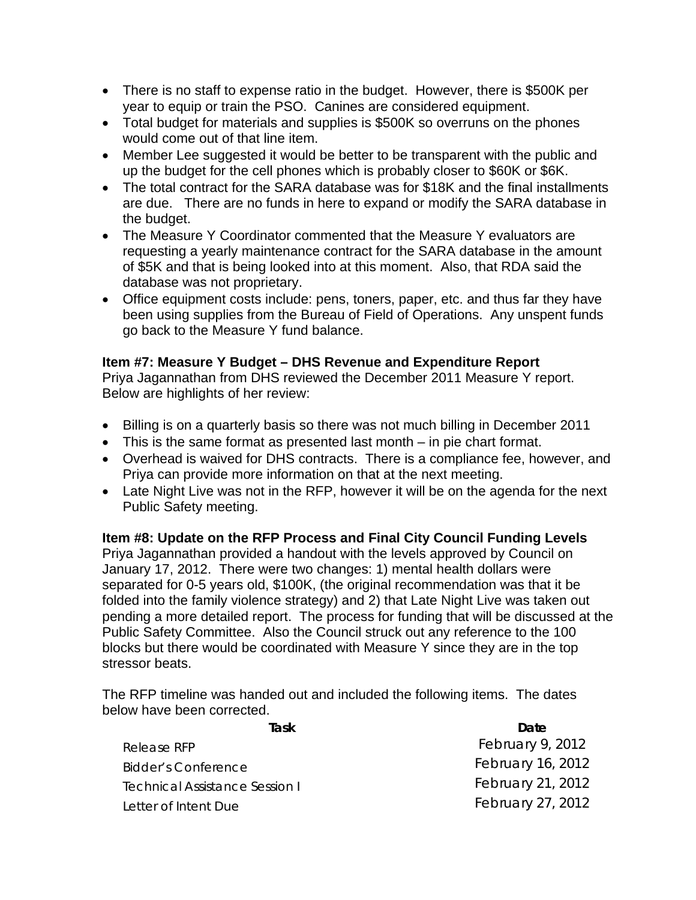- There is no staff to expense ratio in the budget. However, there is $500K per year to equip or train the PSO. Canines are considered equipment.
- Total budget for materials and supplies is $500K so overruns on the phones would come out of that line item.
- Member Lee suggested it would be better to be transparent with the public and up the budget for the cell phones which is probably closer to $60K or $6K.
- The total contract for the SARA database was for $18K and the final installments are due. There are no funds in here to expand or modify the SARA database in the budget.
- The Measure Y Coordinator commented that the Measure Y evaluators are requesting a yearly maintenance contract for the SARA database in the amount of $5K and that is being looked into at this moment. Also, that RDA said the database was not proprietary.
- Office equipment costs include: pens, toners, paper, etc. and thus far they have been using supplies from the Bureau of Field of Operations. Any unspent funds go back to the Measure Y fund balance.

**Item #7: Measure Y Budget – DHS Revenue and Expenditure Report**
Priya Jagannathan from DHS reviewed the December 2011 Measure Y report. Below are highlights of her review:

- Billing is on a quarterly basis so there was not much billing in December 2011
- This is the same format as presented last month – in pie chart format.
- Overhead is waived for DHS contracts. There is a compliance fee, however, and Priya can provide more information on that at the next meeting.
- Late Night Live was not in the RFP, however it will be on the agenda for the next Public Safety meeting.

**Item #8: Update on the RFP Process and Final City Council Funding Levels**
Priya Jagannathan provided a handout with the levels approved by Council on January 17, 2012. There were two changes: 1) mental health dollars were separated for 0-5 years old, $100K, (the original recommendation was that it be folded into the family violence strategy) and 2) that Late Night Live was taken out pending a more detailed report. The process for funding that will be discussed at the Public Safety Committee. Also the Council struck out any reference to the 100 blocks but there would be coordinated with Measure Y since they are in the top stressor beats.

The RFP timeline was handed out and included the following items. The dates below have been corrected.

| Task | Date |
|---|---|
| Release RFP | February 9, 2012 |
| Bidder's Conference | February 16, 2012 |
| Technical Assistance Session I | February 21, 2012 |
| Letter of Intent Due | February 27, 2012 |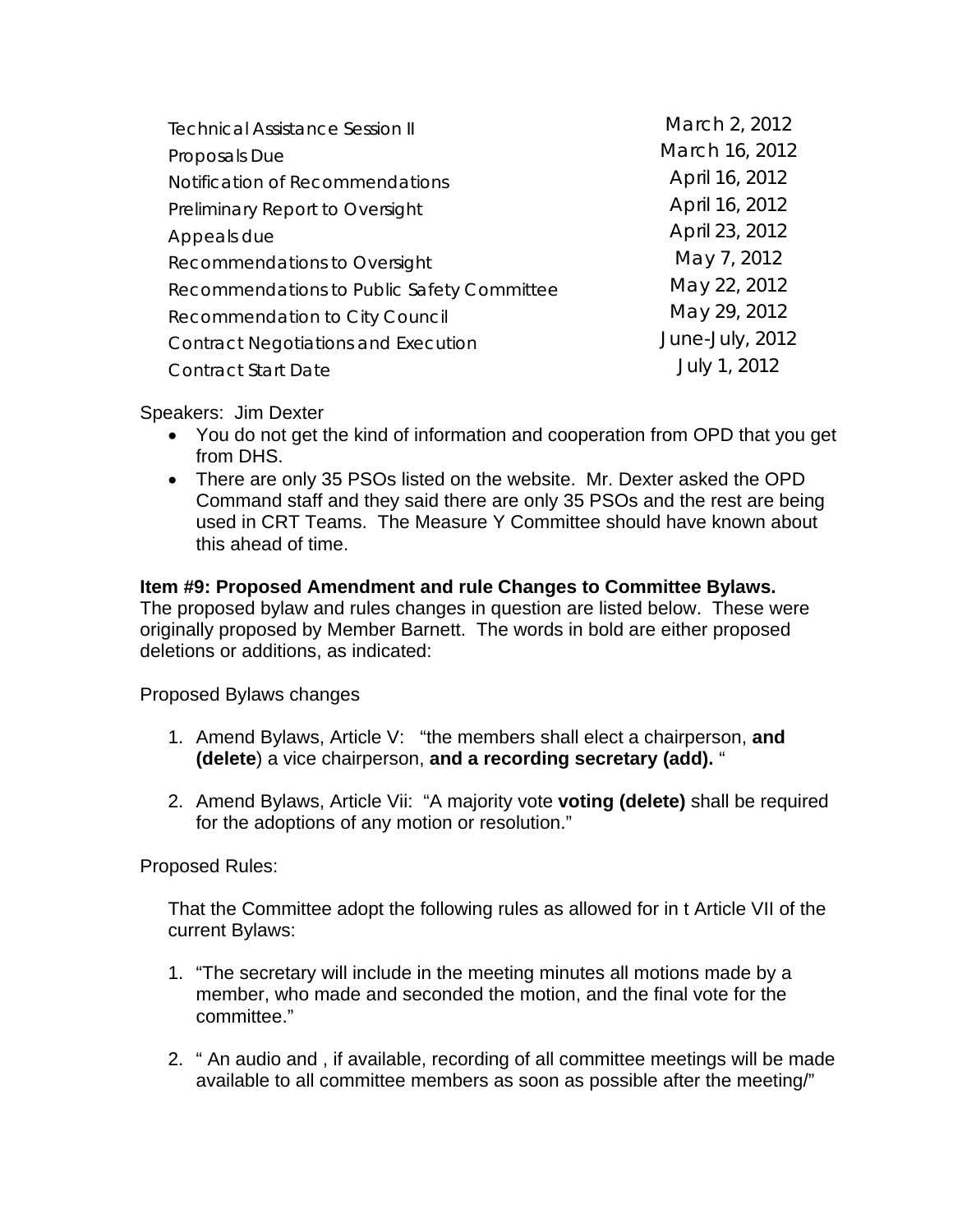| | |
|---|---|
| Technical Assistance Session II | March 2, 2012 |
| Proposals Due | March 16, 2012 |
| Notification of Recommendations | April 16, 2012 |
| Preliminary Report to Oversight | April 16, 2012 |
| Appeals due | April 23, 2012 |
| Recommendations to Oversight | May 7, 2012 |
| Recommendations to Public Safety Committee | May 22, 2012 |
| Recommendation to City Council | May 29, 2012 |
| Contract Negotiations and Execution | June-July, 2012 |
| Contract Start Date | July 1, 2012 |

Speakers: Jim Dexter

- You do not get the kind of information and cooperation from OPD that you get from DHS.
- There are only 35 PSOs listed on the website. Mr. Dexter asked the OPD Command staff and they said there are only 35 PSOs and the rest are being used in CRT Teams. The Measure Y Committee should have known about this ahead of time.

**Item #9: Proposed Amendment and rule Changes to Committee Bylaws.**
The proposed bylaw and rules changes in question are listed below. These were originally proposed by Member Barnett. The words in bold are either proposed deletions or additions, as indicated:

Proposed Bylaws changes

1. Amend Bylaws, Article V: "the members shall elect a chairperson, **and (delete**) a vice chairperson, **and a recording secretary (add).** "
2. Amend Bylaws, Article Vii: "A majority vote **voting (delete)** shall be required for the adoptions of any motion or resolution."

Proposed Rules:

That the Committee adopt the following rules as allowed for in t Article VII of the current Bylaws:

1. "The secretary will include in the meeting minutes all motions made by a member, who made and seconded the motion, and the final vote for the committee."
2. " An audio and , if available, recording of all committee meetings will be made available to all committee members as soon as possible after the meeting/"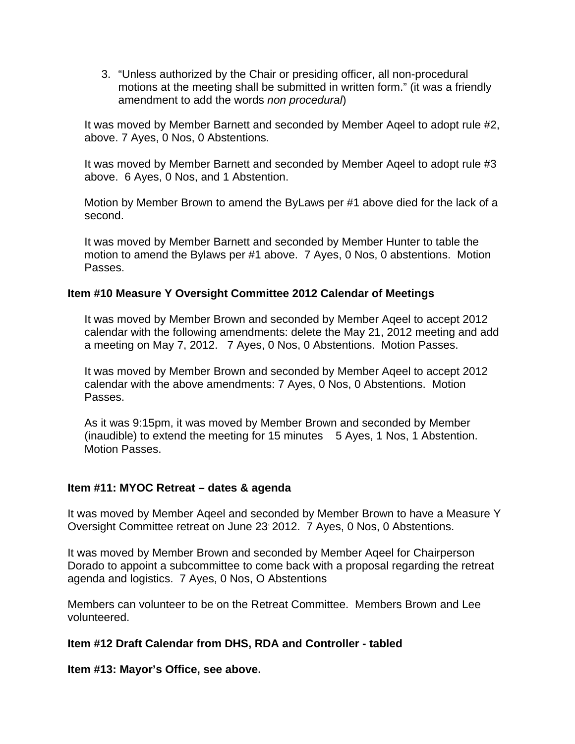3. "Unless authorized by the Chair or presiding officer, all non-procedural motions at the meeting shall be submitted in written form." (it was a friendly amendment to add the words *non procedural*)

It was moved by Member Barnett and seconded by Member Aqeel to adopt rule #2, above. 7 Ayes, 0 Nos, 0 Abstentions.

It was moved by Member Barnett and seconded by Member Aqeel to adopt rule #3 above. 6 Ayes, 0 Nos, and 1 Abstention.

Motion by Member Brown to amend the ByLaws per #1 above died for the lack of a second.

It was moved by Member Barnett and seconded by Member Hunter to table the motion to amend the Bylaws per #1 above. 7 Ayes, 0 Nos, 0 abstentions. Motion Passes.

**Item #10 Measure Y Oversight Committee 2012 Calendar of Meetings**

It was moved by Member Brown and seconded by Member Aqeel to accept 2012 calendar with the following amendments: delete the May 21, 2012 meeting and add a meeting on May 7, 2012. 7 Ayes, 0 Nos, 0 Abstentions. Motion Passes.

It was moved by Member Brown and seconded by Member Aqeel to accept 2012 calendar with the above amendments: 7 Ayes, 0 Nos, 0 Abstentions. Motion Passes.

As it was 9:15pm, it was moved by Member Brown and seconded by Member (inaudible) to extend the meeting for 15 minutes 5 Ayes, 1 Nos, 1 Abstention. Motion Passes.

**Item #11: MYOC Retreat – dates & agenda**

It was moved by Member Aqeel and seconded by Member Brown to have a Measure Y Oversight Committee retreat on June 23, 2012. 7 Ayes, 0 Nos, 0 Abstentions.

It was moved by Member Brown and seconded by Member Aqeel for Chairperson Dorado to appoint a subcommittee to come back with a proposal regarding the retreat agenda and logistics. 7 Ayes, 0 Nos, O Abstentions

Members can volunteer to be on the Retreat Committee. Members Brown and Lee volunteered.

**Item #12 Draft Calendar from DHS, RDA and Controller - tabled**

**Item #13: Mayor's Office, see above.**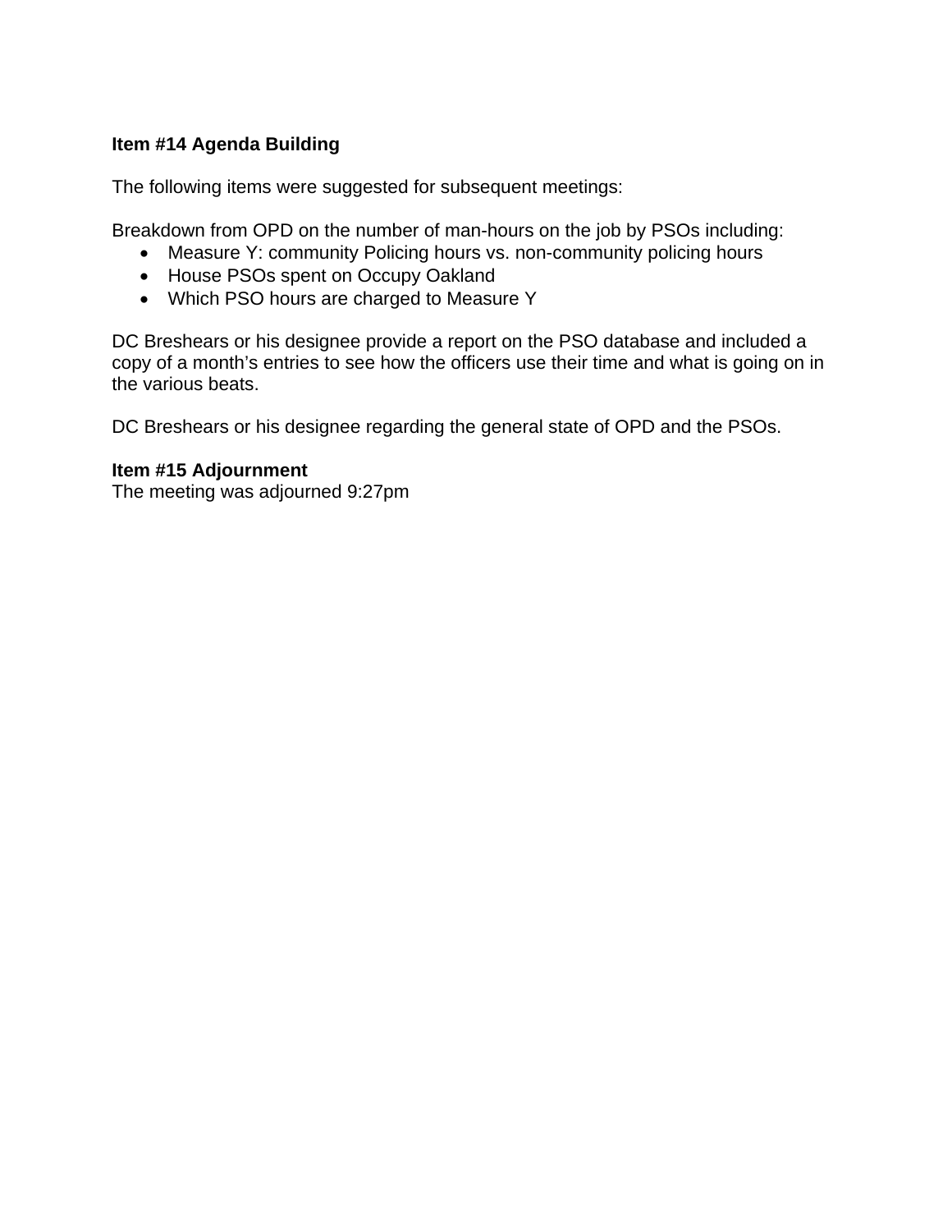**Item #14 Agenda Building**

The following items were suggested for subsequent meetings:

Breakdown from OPD on the number of man-hours on the job by PSOs including:

- Measure Y: community Policing hours vs. non-community policing hours
- House PSOs spent on Occupy Oakland
- Which PSO hours are charged to Measure Y

DC Breshears or his designee provide a report on the PSO database and included a copy of a month's entries to see how the officers use their time and what is going on in the various beats.

DC Breshears or his designee regarding the general state of OPD and the PSOs.

**Item #15 Adjournment**

The meeting was adjourned 9:27pm